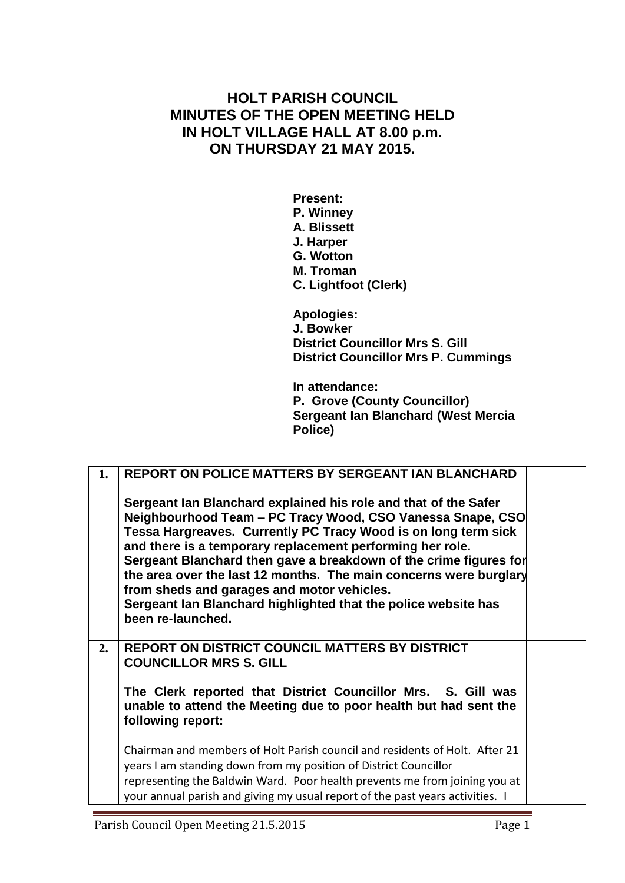# HOLT PARISH COUNCIL
# MINUTES OF THE OPEN MEETING HELD IN HOLT VILLAGE HALL AT 8.00 p.m. ON THURSDAY 21 MAY 2015.

**Present:**
**P. Winney**
**A. Blissett**
**J. Harper**
**G. Wotton**
**M. Troman**
**C. Lightfoot (Clerk)**

**Apologies:**
**J. Bowker**
**District Councillor Mrs S. Gill**
**District Councillor Mrs P. Cummings**

**In attendance:**
**P. Grove (County Councillor)**
**Sergeant Ian Blanchard (West Mercia Police)**

| | | |
|---|---|---|
| **1.** | **REPORT ON POLICE MATTERS BY SERGEANT IAN BLANCHARD**<br><br>**Sergeant Ian Blanchard explained his role and that of the Safer Neighbourhood Team – PC Tracy Wood, CSO Vanessa Snape, CSO Tessa Hargreaves. Currently PC Tracy Wood is on long term sick and there is a temporary replacement performing her role.**<br>**Sergeant Blanchard then gave a breakdown of the crime figures for the area over the last 12 months. The main concerns were burglary from sheds and garages and motor vehicles.**<br>**Sergeant Ian Blanchard highlighted that the police website has been re-launched.** | |
| **2.** | **REPORT ON DISTRICT COUNCIL MATTERS BY DISTRICT COUNCILLOR MRS S. GILL**<br><br>**The Clerk reported that District Councillor Mrs. S. Gill was unable to attend the Meeting due to poor health but had sent the following report:**<br><br>Chairman and members of Holt Parish council and residents of Holt. After 21 years I am standing down from my position of District Councillor representing the Baldwin Ward. Poor health prevents me from joining you at your annual parish and giving my usual report of the past years activities. I | |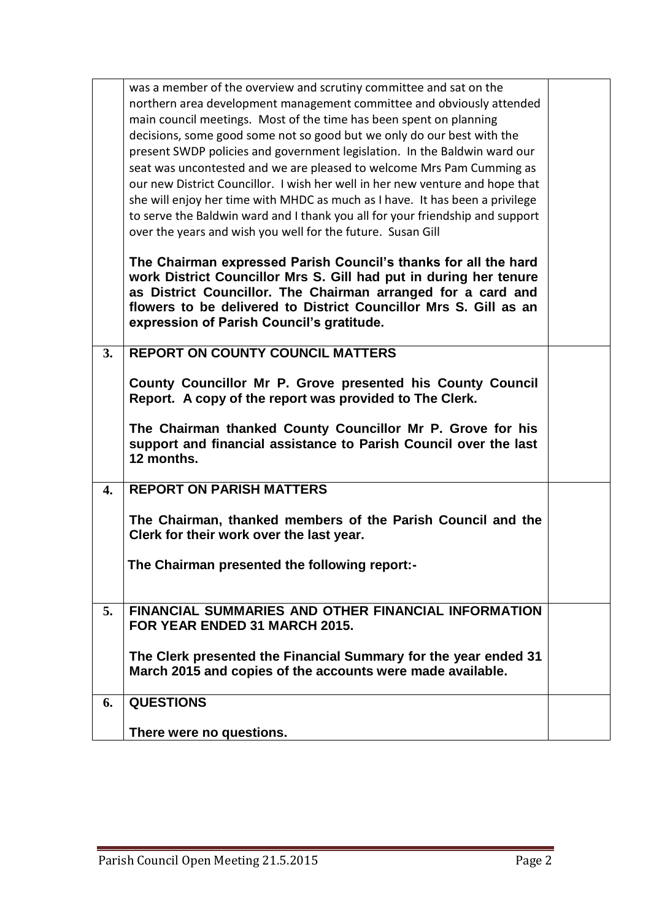| | | |
|---|---|---|
| | was a member of the overview and scrutiny committee and sat on the northern area development management committee and obviously attended main council meetings. Most of the time has been spent on planning decisions, some good some not so good but we only do our best with the present SWDP policies and government legislation. In the Baldwin ward our seat was uncontested and we are pleased to welcome Mrs Pam Cumming as our new District Councillor. I wish her well in her new venture and hope that she will enjoy her time with MHDC as much as I have. It has been a privilege to serve the Baldwin ward and I thank you all for your friendship and support over the years and wish you well for the future. Susan Gill<br><br>**The Chairman expressed Parish Council's thanks for all the hard work District Councillor Mrs S. Gill had put in during her tenure as District Councillor. The Chairman arranged for a card and flowers to be delivered to District Councillor Mrs S. Gill as an expression of Parish Council's gratitude.** | |
| **3.** | **REPORT ON COUNTY COUNCIL MATTERS**<br><br>**County Councillor Mr P. Grove presented his County Council Report. A copy of the report was provided to The Clerk.**<br><br>**The Chairman thanked County Councillor Mr P. Grove for his support and financial assistance to Parish Council over the last 12 months.** | |
| **4.** | **REPORT ON PARISH MATTERS**<br><br>**The Chairman, thanked members of the Parish Council and the Clerk for their work over the last year.**<br><br>**The Chairman presented the following report:-** | |
| **5.** | **FINANCIAL SUMMARIES AND OTHER FINANCIAL INFORMATION FOR YEAR ENDED 31 MARCH 2015.**<br><br>**The Clerk presented the Financial Summary for the year ended 31 March 2015 and copies of the accounts were made available.** | |
| **6.** | **QUESTIONS**<br><br>**There were no questions.** | |